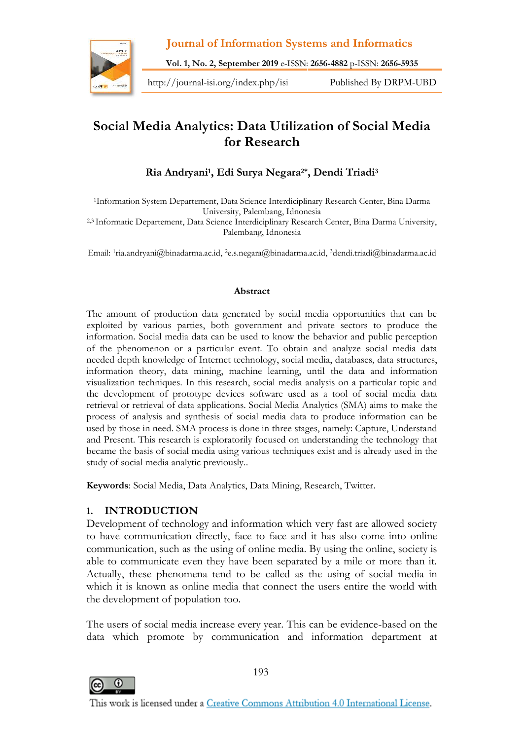# Social Media Analytics: Data Utilization of Social Media for Research

**Ria Andryani[1], Edi Surya Negara[2*], Dendi Triadi[3]**

[1]Information System Departement, Data Science Interdiciplinary Research Center, Bina Darma University, Palembang, Idnonesia
[2,3] Informatic Departement, Data Science Interdiciplinary Research Center, Bina Darma University, Palembang, Idnonesia

Email: [1]ria.andryani@binadarma.ac.id, [2]e.s.negara@binadarma.ac.id, [3]dendi.triadi@binadarma.ac.id

## Abstract

The amount of production data generated by social media opportunities that can be exploited by various parties, both government and private sectors to produce the information. Social media data can be used to know the behavior and public perception of the phenomenon or a particular event. To obtain and analyze social media data needed depth knowledge of Internet technology, social media, databases, data structures, information theory, data mining, machine learning, until the data and information visualization techniques. In this research, social media analysis on a particular topic and the development of prototype devices software used as a tool of social media data retrieval or retrieval of data applications. Social Media Analytics (SMA) aims to make the process of analysis and synthesis of social media data to produce information can be used by those in need. SMA process is done in three stages, namely: Capture, Understand and Present. This research is exploratorily focused on understanding the technology that became the basis of social media using various techniques exist and is already used in the study of social media analytic previously..

**Keywords**: Social Media, Data Analytics, Data Mining, Research, Twitter.

## 1. INTRODUCTION

Development of technology and information which very fast are allowed society to have communication directly, face to face and it has also come into online communication, such as the using of online media. By using the online, society is able to communicate even they have been separated by a mile or more than it. Actually, these phenomena tend to be called as the using of social media in which it is known as online media that connect the users entire the world with the development of population too.

The users of social media increase every year. This can be evidence-based on the data which promote by communication and information department at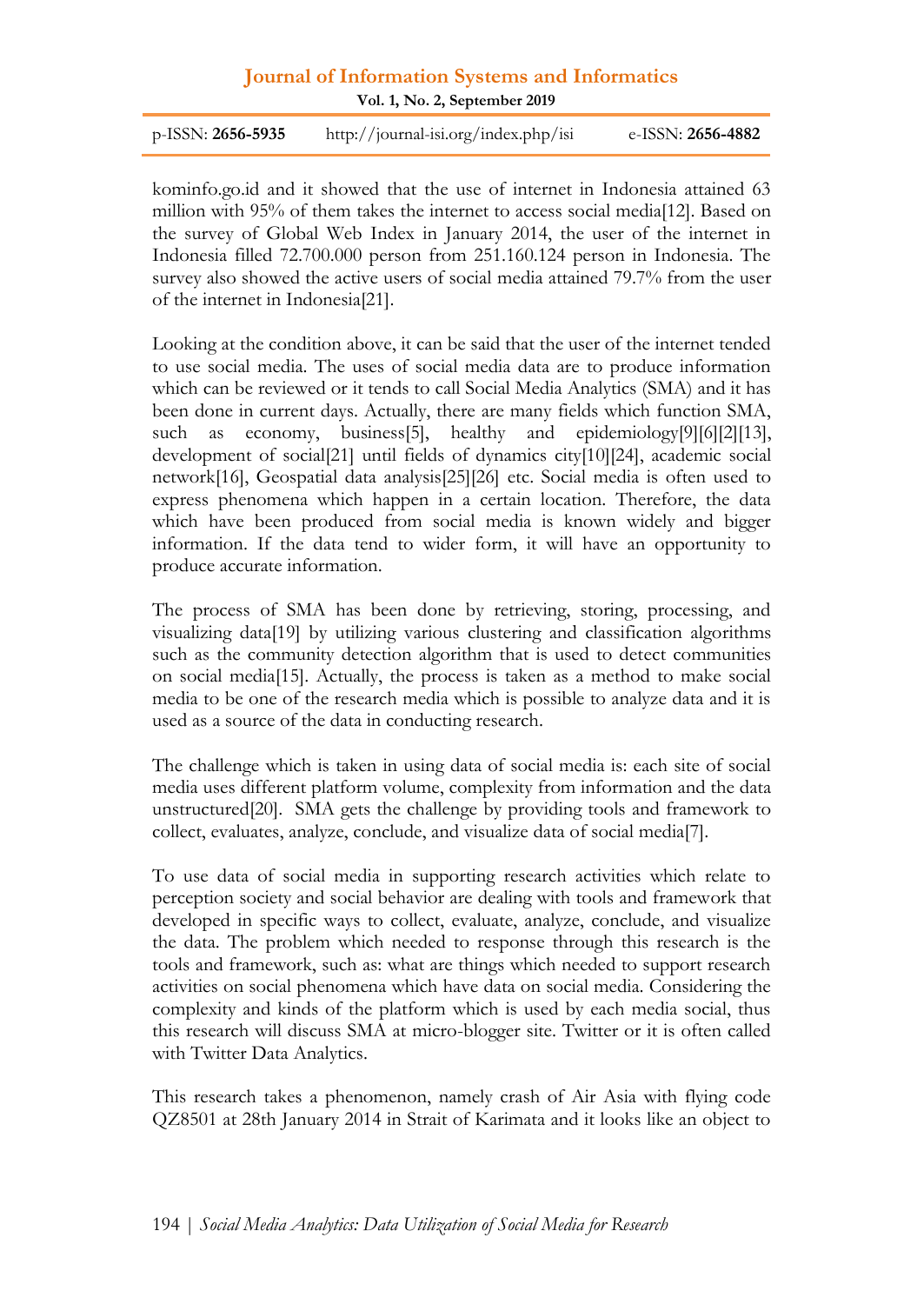kominfo.go.id and it showed that the use of internet in Indonesia attained 63 million with 95% of them takes the internet to access social media[12]. Based on the survey of Global Web Index in January 2014, the user of the internet in Indonesia filled 72.700.000 person from 251.160.124 person in Indonesia. The survey also showed the active users of social media attained 79.7% from the user of the internet in Indonesia[21].

Looking at the condition above, it can be said that the user of the internet tended to use social media. The uses of social media data are to produce information which can be reviewed or it tends to call Social Media Analytics (SMA) and it has been done in current days. Actually, there are many fields which function SMA, such as economy, business[5], healthy and epidemiology[9][6][2][13], development of social[21] until fields of dynamics city[10][24], academic social network[16], Geospatial data analysis[25][26] etc. Social media is often used to express phenomena which happen in a certain location. Therefore, the data which have been produced from social media is known widely and bigger information. If the data tend to wider form, it will have an opportunity to produce accurate information.

The process of SMA has been done by retrieving, storing, processing, and visualizing data[19] by utilizing various clustering and classification algorithms such as the community detection algorithm that is used to detect communities on social media[15]. Actually, the process is taken as a method to make social media to be one of the research media which is possible to analyze data and it is used as a source of the data in conducting research.

The challenge which is taken in using data of social media is: each site of social media uses different platform volume, complexity from information and the data unstructured[20]. SMA gets the challenge by providing tools and framework to collect, evaluates, analyze, conclude, and visualize data of social media[7].

To use data of social media in supporting research activities which relate to perception society and social behavior are dealing with tools and framework that developed in specific ways to collect, evaluate, analyze, conclude, and visualize the data. The problem which needed to response through this research is the tools and framework, such as: what are things which needed to support research activities on social phenomena which have data on social media. Considering the complexity and kinds of the platform which is used by each media social, thus this research will discuss SMA at micro-blogger site. Twitter or it is often called with Twitter Data Analytics.

This research takes a phenomenon, namely crash of Air Asia with flying code QZ8501 at 28th January 2014 in Strait of Karimata and it looks like an object to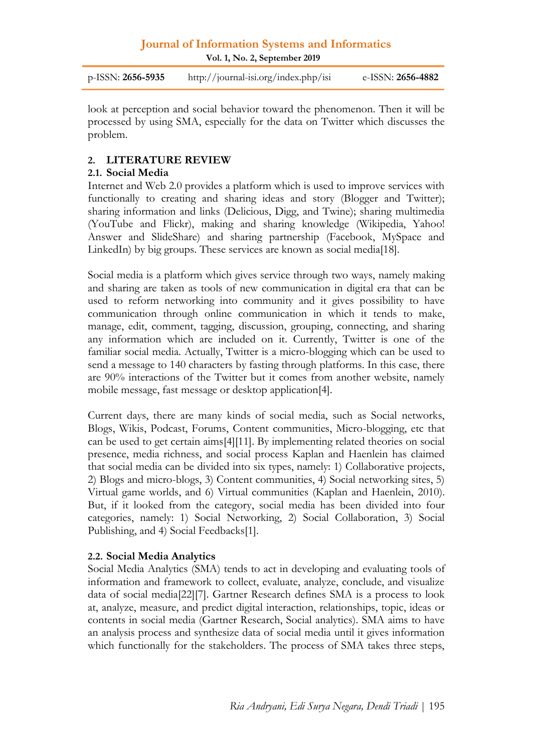look at perception and social behavior toward the phenomenon. Then it will be processed by using SMA, especially for the data on Twitter which discusses the problem.

## 2. LITERATURE REVIEW

### 2.1. Social Media

Internet and Web 2.0 provides a platform which is used to improve services with functionally to creating and sharing ideas and story (Blogger and Twitter); sharing information and links (Delicious, Digg, and Twine); sharing multimedia (YouTube and Flickr), making and sharing knowledge (Wikipedia, Yahoo! Answer and SlideShare) and sharing partnership (Facebook, MySpace and LinkedIn) by big groups. These services are known as social media[18].

Social media is a platform which gives service through two ways, namely making and sharing are taken as tools of new communication in digital era that can be used to reform networking into community and it gives possibility to have communication through online communication in which it tends to make, manage, edit, comment, tagging, discussion, grouping, connecting, and sharing any information which are included on it. Currently, Twitter is one of the familiar social media. Actually, Twitter is a micro-blogging which can be used to send a message to 140 characters by fasting through platforms. In this case, there are 90% interactions of the Twitter but it comes from another website, namely mobile message, fast message or desktop application[4].

Current days, there are many kinds of social media, such as Social networks, Blogs, Wikis, Podcast, Forums, Content communities, Micro-blogging, etc that can be used to get certain aims[4][11]. By implementing related theories on social presence, media richness, and social process Kaplan and Haenlein has claimed that social media can be divided into six types, namely: 1) Collaborative projects, 2) Blogs and micro-blogs, 3) Content communities, 4) Social networking sites, 5) Virtual game worlds, and 6) Virtual communities (Kaplan and Haenlein, 2010). But, if it looked from the category, social media has been divided into four categories, namely: 1) Social Networking, 2) Social Collaboration, 3) Social Publishing, and 4) Social Feedbacks[1].

### 2.2. Social Media Analytics

Social Media Analytics (SMA) tends to act in developing and evaluating tools of information and framework to collect, evaluate, analyze, conclude, and visualize data of social media[22][7]. Gartner Research defines SMA is a process to look at, analyze, measure, and predict digital interaction, relationships, topic, ideas or contents in social media (Gartner Research, Social analytics). SMA aims to have an analysis process and synthesize data of social media until it gives information which functionally for the stakeholders. The process of SMA takes three steps,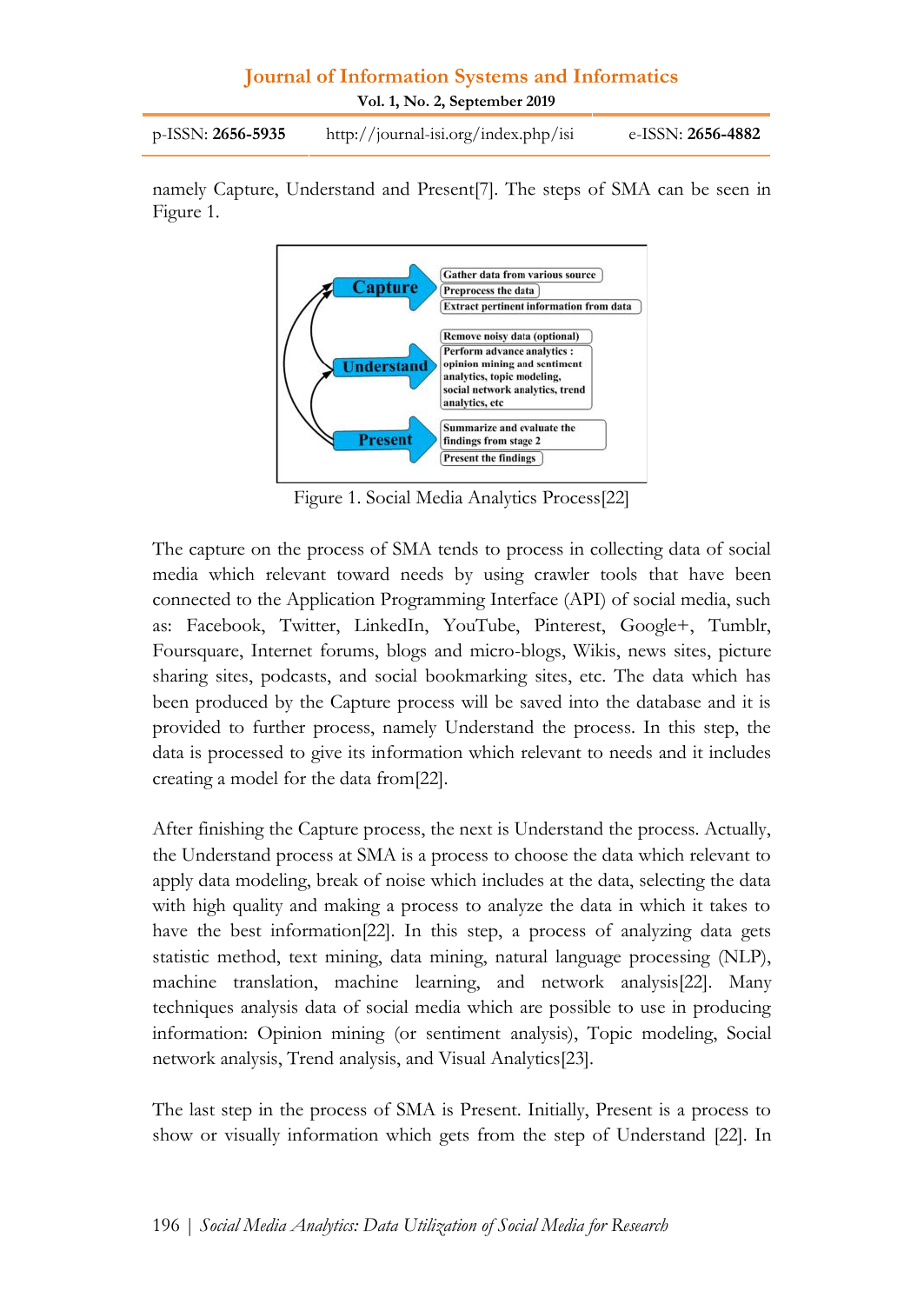namely Capture, Understand and Present[7]. The steps of SMA can be seen in Figure 1.

Figure 1. Social Media Analytics Process[22]

The capture on the process of SMA tends to process in collecting data of social media which relevant toward needs by using crawler tools that have been connected to the Application Programming Interface (API) of social media, such as: Facebook, Twitter, LinkedIn, YouTube, Pinterest, Google+, Tumblr, Foursquare, Internet forums, blogs and micro-blogs, Wikis, news sites, picture sharing sites, podcasts, and social bookmarking sites, etc. The data which has been produced by the Capture process will be saved into the database and it is provided to further process, namely Understand the process. In this step, the data is processed to give its information which relevant to needs and it includes creating a model for the data from[22].

After finishing the Capture process, the next is Understand the process. Actually, the Understand process at SMA is a process to choose the data which relevant to apply data modeling, break of noise which includes at the data, selecting the data with high quality and making a process to analyze the data in which it takes to have the best information[22]. In this step, a process of analyzing data gets statistic method, text mining, data mining, natural language processing (NLP), machine translation, machine learning, and network analysis[22]. Many techniques analysis data of social media which are possible to use in producing information: Opinion mining (or sentiment analysis), Topic modeling, Social network analysis, Trend analysis, and Visual Analytics[23].

The last step in the process of SMA is Present. Initially, Present is a process to show or visually information which gets from the step of Understand [22]. In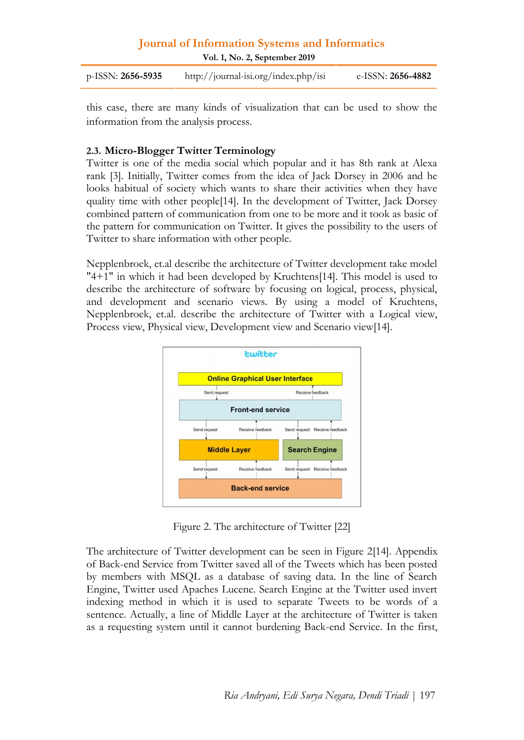this case, there are many kinds of visualization that can be used to show the information from the analysis process.

### 2.3. Micro-Blogger Twitter Terminology

Twitter is one of the media social which popular and it has 8th rank at Alexa rank [3]. Initially, Twitter comes from the idea of Jack Dorsey in 2006 and he looks habitual of society which wants to share their activities when they have quality time with other people[14]. In the development of Twitter, Jack Dorsey combined pattern of communication from one to be more and it took as basic of the pattern for communication on Twitter. It gives the possibility to the users of Twitter to share information with other people.

Nepplenbroek, et.al describe the architecture of Twitter development take model "4+1" in which it had been developed by Kruchtens[14]. This model is used to describe the architecture of software by focusing on logical, process, physical, and development and scenario views. By using a model of Kruchtens, Nepplenbroek, et.al. describe the architecture of Twitter with a Logical view, Process view, Physical view, Development view and Scenario view[14].

Figure 2. The architecture of Twitter [22]

The architecture of Twitter development can be seen in Figure 2[14]. Appendix of Back-end Service from Twitter saved all of the Tweets which has been posted by members with MSQL as a database of saving data. In the line of Search Engine, Twitter used Apaches Lucene. Search Engine at the Twitter used invert indexing method in which it is used to separate Tweets to be words of a sentence. Actually, a line of Middle Layer at the architecture of Twitter is taken as a requesting system until it cannot burdening Back-end Service. In the first,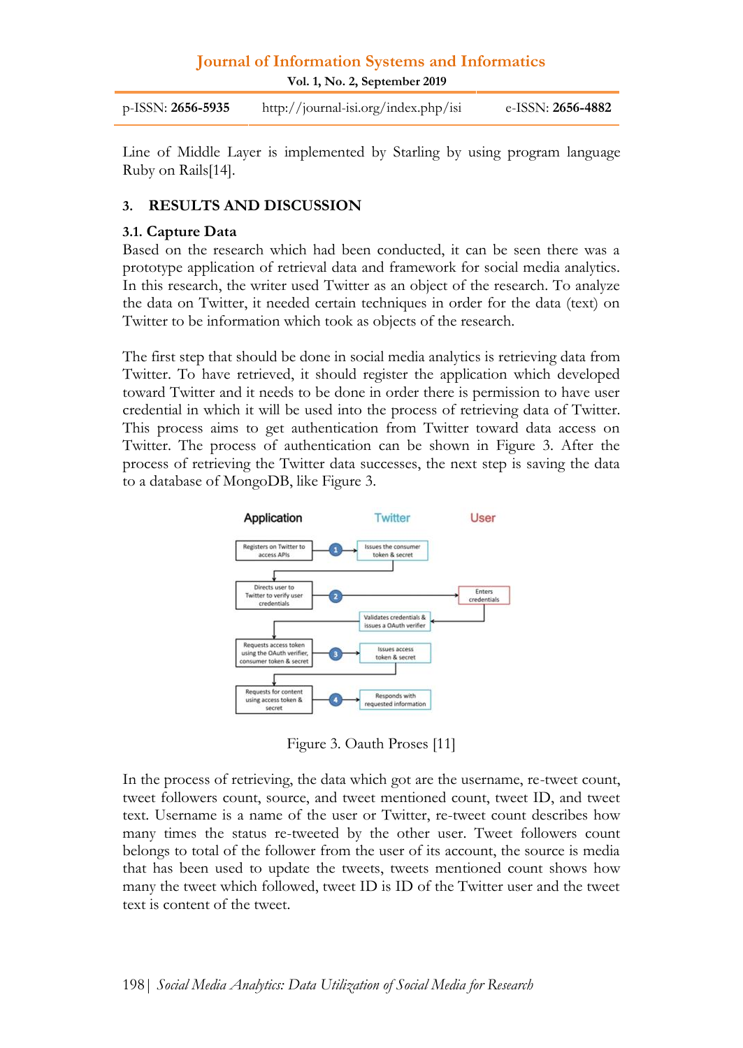Line of Middle Layer is implemented by Starling by using program language Ruby on Rails[14].

## 3. RESULTS AND DISCUSSION

### 3.1. Capture Data

Based on the research which had been conducted, it can be seen there was a prototype application of retrieval data and framework for social media analytics. In this research, the writer used Twitter as an object of the research. To analyze the data on Twitter, it needed certain techniques in order for the data (text) on Twitter to be information which took as objects of the research.

The first step that should be done in social media analytics is retrieving data from Twitter. To have retrieved, it should register the application which developed toward Twitter and it needs to be done in order there is permission to have user credential in which it will be used into the process of retrieving data of Twitter. This process aims to get authentication from Twitter toward data access on Twitter. The process of authentication can be shown in Figure 3. After the process of retrieving the Twitter data successes, the next step is saving the data to a database of MongoDB, like Figure 3.

Figure 3. Oauth Proses [11]

In the process of retrieving, the data which got are the username, re-tweet count, tweet followers count, source, and tweet mentioned count, tweet ID, and tweet text. Username is a name of the user or Twitter, re-tweet count describes how many times the status re-tweeted by the other user. Tweet followers count belongs to total of the follower from the user of its account, the source is media that has been used to update the tweets, tweets mentioned count shows how many the tweet which followed, tweet ID is ID of the Twitter user and the tweet text is content of the tweet.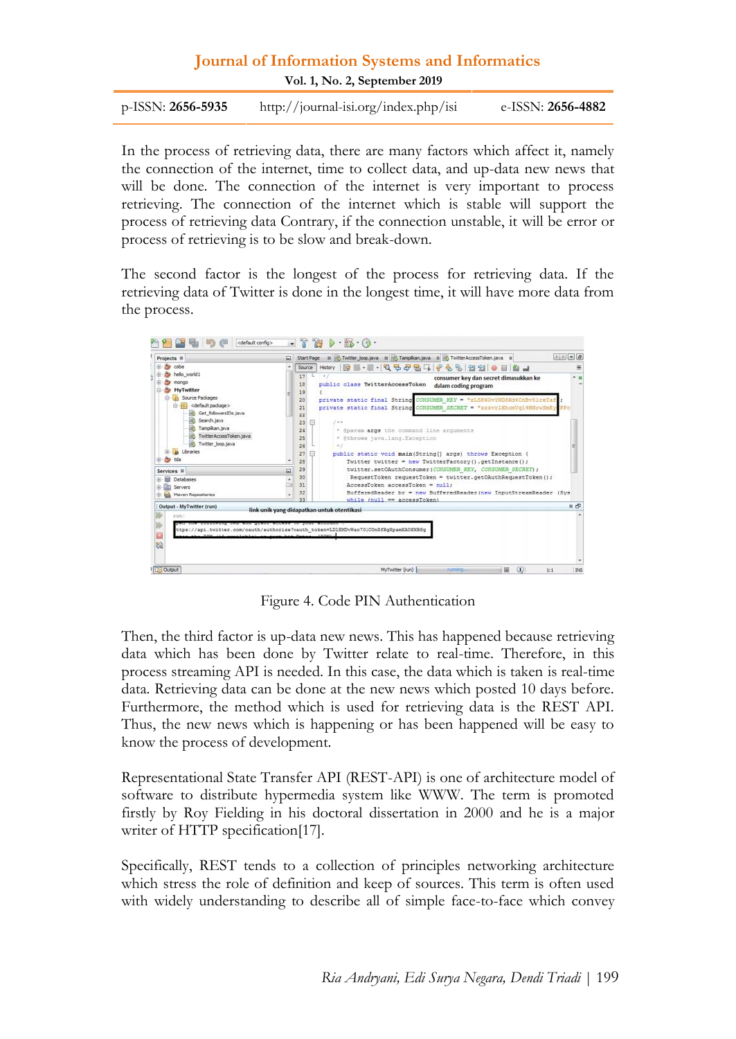In the process of retrieving data, there are many factors which affect it, namely the connection of the internet, time to collect data, and up-data new news that will be done. The connection of the internet is very important to process retrieving. The connection of the internet which is stable will support the process of retrieving data Contrary, if the connection unstable, it will be error or process of retrieving is to be slow and break-down.

The second factor is the longest of the process for retrieving data. If the retrieving data of Twitter is done in the longest time, it will have more data from the process.

Figure 4. Code PIN Authentication

Then, the third factor is up-data new news. This has happened because retrieving data which has been done by Twitter relate to real-time. Therefore, in this process streaming API is needed. In this case, the data which is taken is real-time data. Retrieving data can be done at the new news which posted 10 days before. Furthermore, the method which is used for retrieving data is the REST API. Thus, the new news which is happening or has been happened will be easy to know the process of development.

Representational State Transfer API (REST-API) is one of architecture model of software to distribute hypermedia system like WWW. The term is promoted firstly by Roy Fielding in his doctoral dissertation in 2000 and he is a major writer of HTTP specification[17].

Specifically, REST tends to a collection of principles networking architecture which stress the role of definition and keep of sources. This term is often used with widely understanding to describe all of simple face-to-face which convey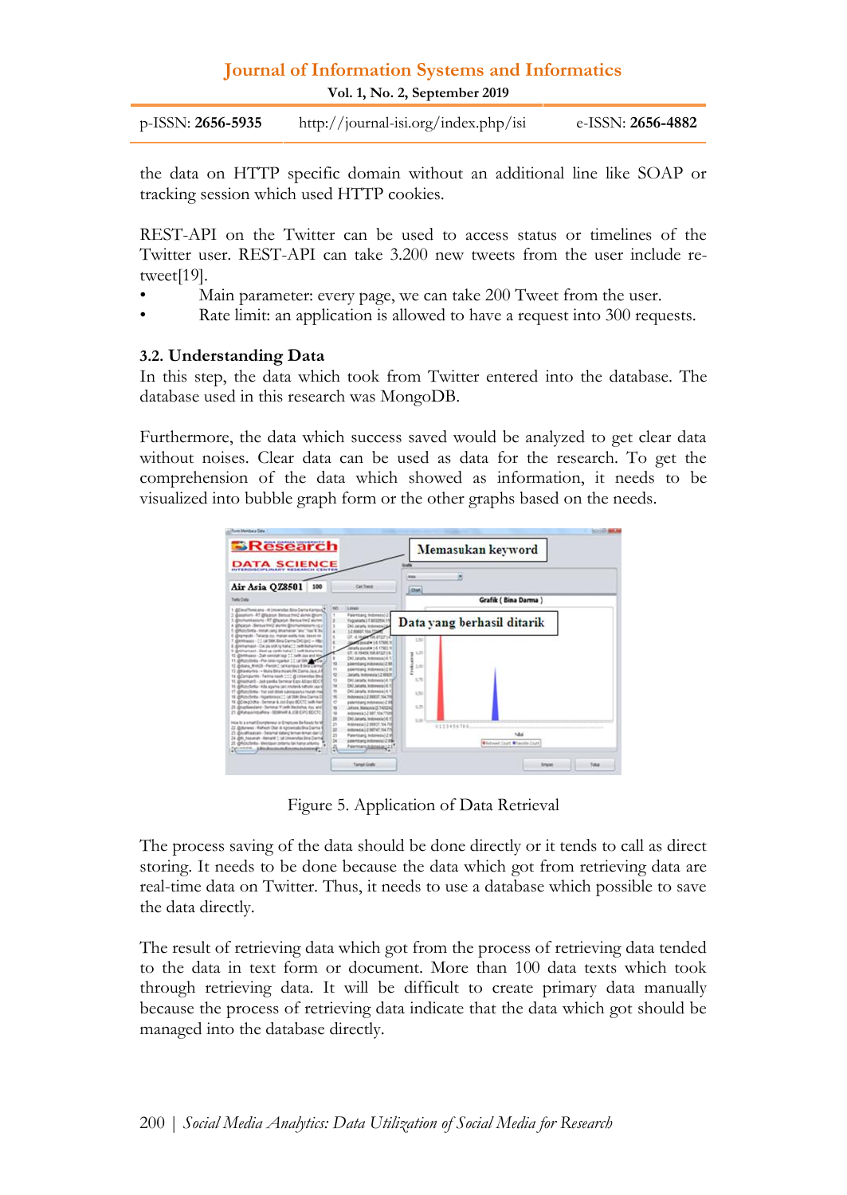the data on HTTP specific domain without an additional line like SOAP or tracking session which used HTTP cookies.

REST-API on the Twitter can be used to access status or timelines of the Twitter user. REST-API can take 3.200 new tweets from the user include re-tweet[19].

- Main parameter: every page, we can take 200 Tweet from the user.
- Rate limit: an application is allowed to have a request into 300 requests.

### 3.2. Understanding Data

In this step, the data which took from Twitter entered into the database. The database used in this research was MongoDB.

Furthermore, the data which success saved would be analyzed to get clear data without noises. Clear data can be used as data for the research. To get the comprehension of the data which showed as information, it needs to be visualized into bubble graph form or the other graphs based on the needs.

Figure 5. Application of Data Retrieval

The process saving of the data should be done directly or it tends to call as direct storing. It needs to be done because the data which got from retrieving data are real-time data on Twitter. Thus, it needs to use a database which possible to save the data directly.

The result of retrieving data which got from the process of retrieving data tended to the data in text form or document. More than 100 data texts which took through retrieving data. It will be difficult to create primary data manually because the process of retrieving data indicate that the data which got should be managed into the database directly.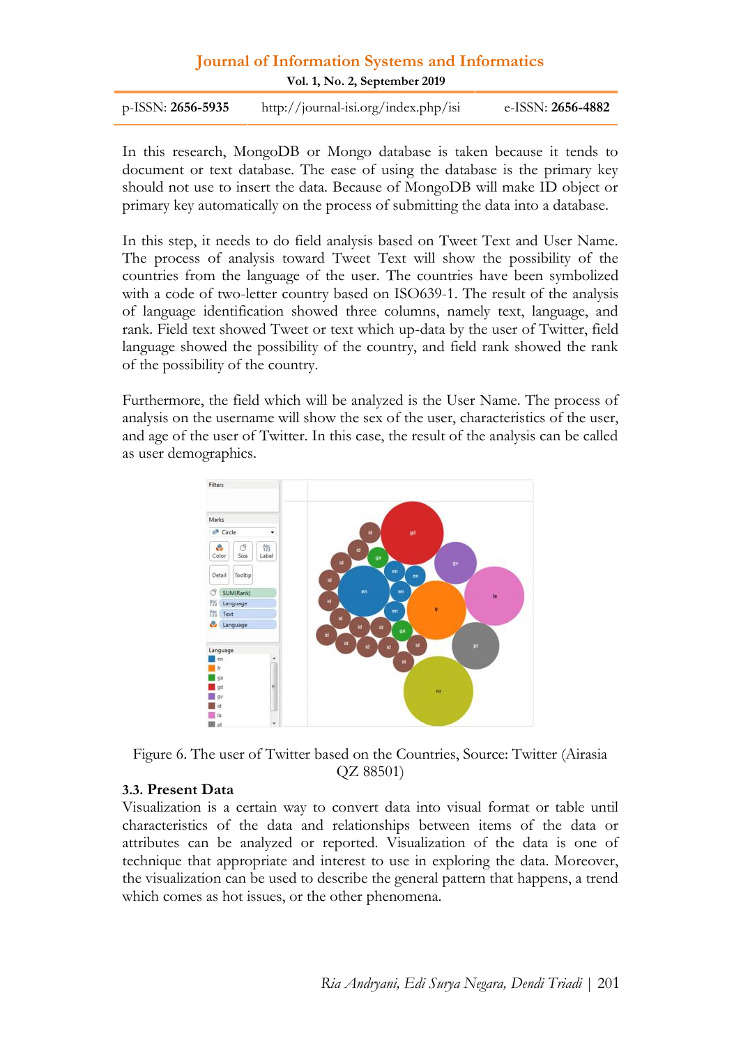In this research, MongoDB or Mongo database is taken because it tends to document or text database. The ease of using the database is the primary key should not use to insert the data. Because of MongoDB will make ID object or primary key automatically on the process of submitting the data into a database.

In this step, it needs to do field analysis based on Tweet Text and User Name. The process of analysis toward Tweet Text will show the possibility of the countries from the language of the user. The countries have been symbolized with a code of two-letter country based on ISO639-1. The result of the analysis of language identification showed three columns, namely text, language, and rank. Field text showed Tweet or text which up-data by the user of Twitter, field language showed the possibility of the country, and field rank showed the rank of the possibility of the country.

Furthermore, the field which will be analyzed is the User Name. The process of analysis on the username will show the sex of the user, characteristics of the user, and age of the user of Twitter. In this case, the result of the analysis can be called as user demographics.

Figure 6. The user of Twitter based on the Countries, Source: Twitter (Airasia QZ 88501)

### 3.3. Present Data

Visualization is a certain way to convert data into visual format or table until characteristics of the data and relationships between items of the data or attributes can be analyzed or reported. Visualization of the data is one of technique that appropriate and interest to use in exploring the data. Moreover, the visualization can be used to describe the general pattern that happens, a trend which comes as hot issues, or the other phenomena.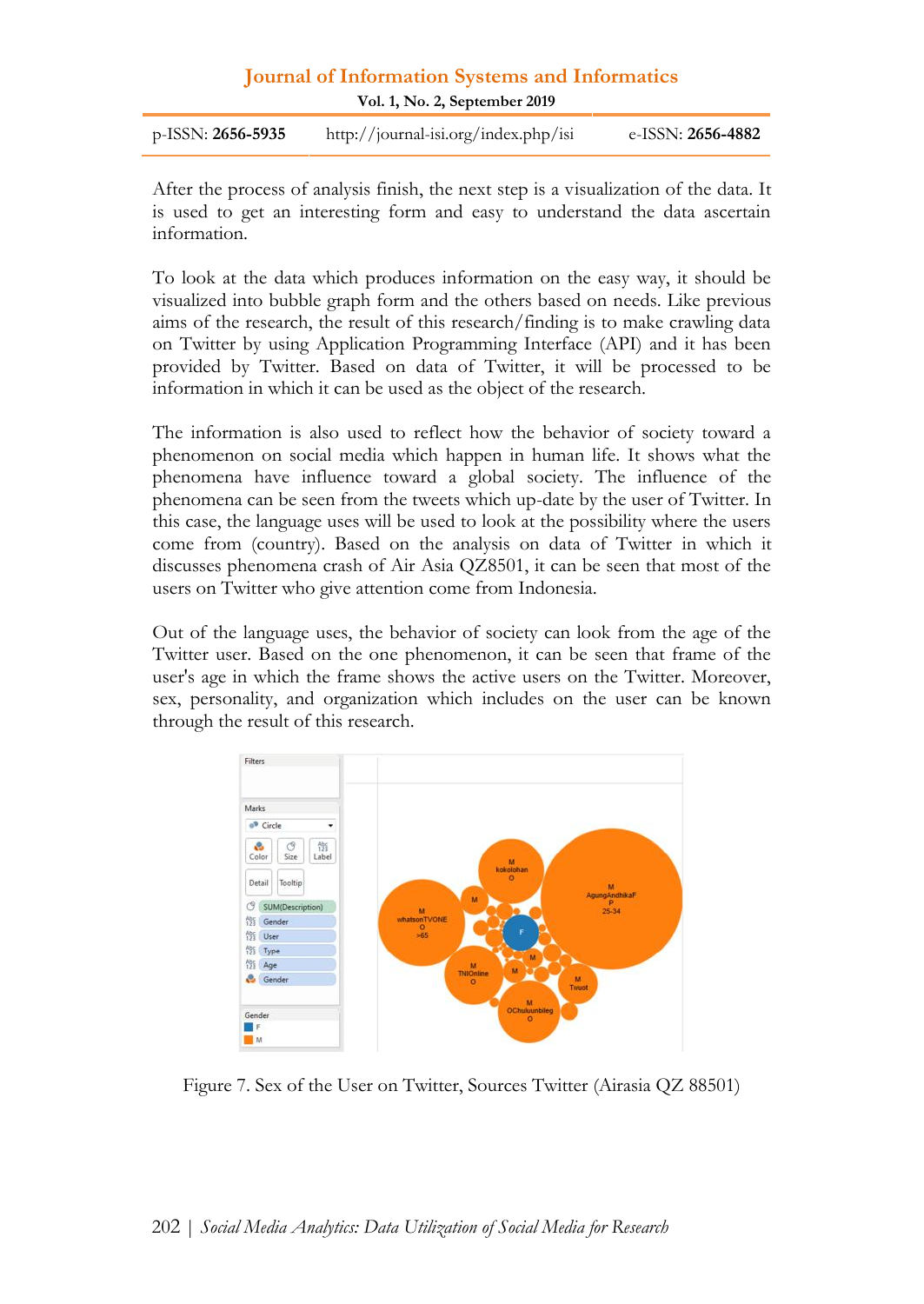After the process of analysis finish, the next step is a visualization of the data. It is used to get an interesting form and easy to understand the data ascertain information.

To look at the data which produces information on the easy way, it should be visualized into bubble graph form and the others based on needs. Like previous aims of the research, the result of this research/finding is to make crawling data on Twitter by using Application Programming Interface (API) and it has been provided by Twitter. Based on data of Twitter, it will be processed to be information in which it can be used as the object of the research.

The information is also used to reflect how the behavior of society toward a phenomenon on social media which happen in human life. It shows what the phenomena have influence toward a global society. The influence of the phenomena can be seen from the tweets which up-date by the user of Twitter. In this case, the language uses will be used to look at the possibility where the users come from (country). Based on the analysis on data of Twitter in which it discusses phenomena crash of Air Asia QZ8501, it can be seen that most of the users on Twitter who give attention come from Indonesia.

Out of the language uses, the behavior of society can look from the age of the Twitter user. Based on the one phenomenon, it can be seen that frame of the user's age in which the frame shows the active users on the Twitter. Moreover, sex, personality, and organization which includes on the user can be known through the result of this research.

Figure 7. Sex of the User on Twitter, Sources Twitter (Airasia QZ 88501)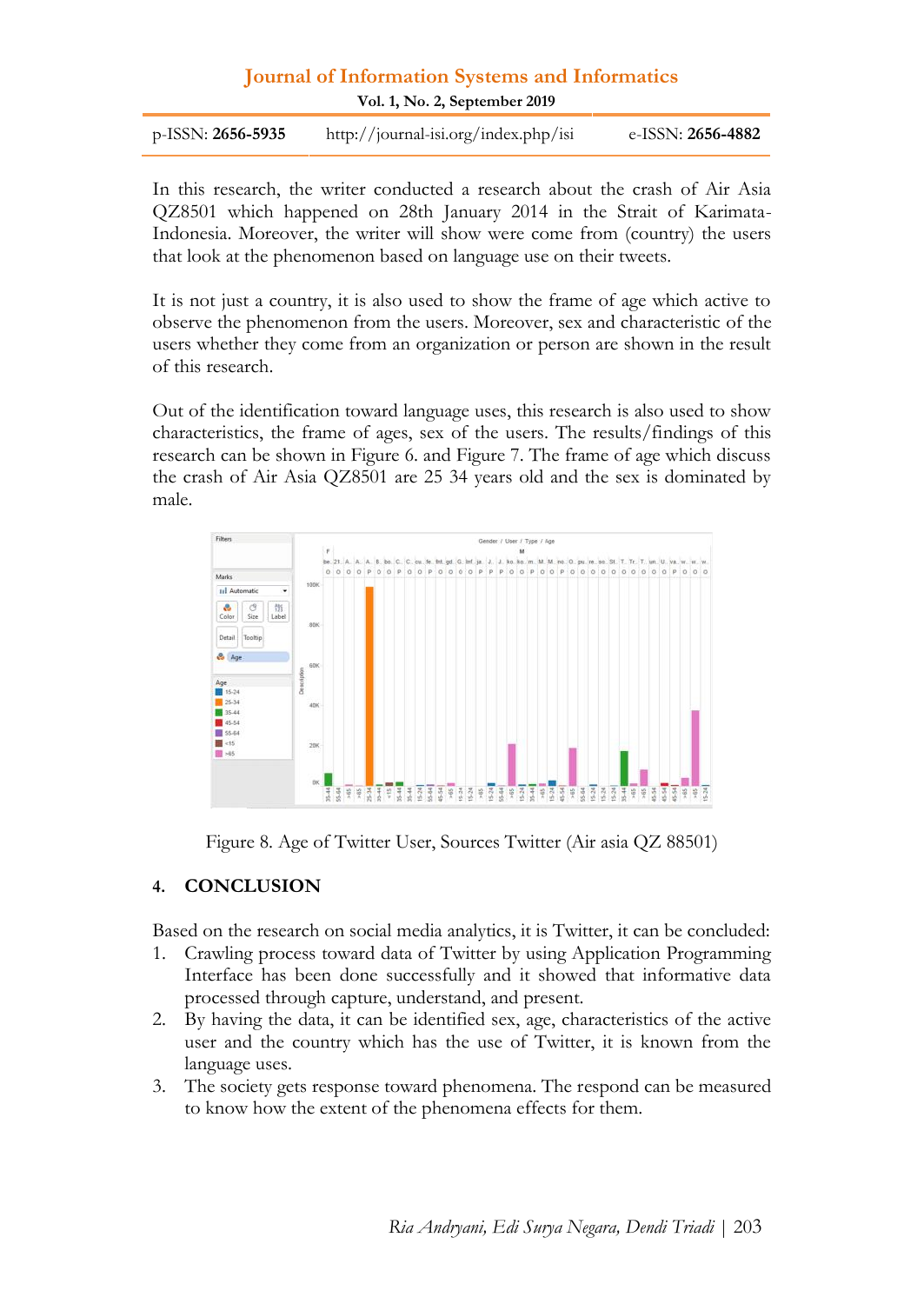In this research, the writer conducted a research about the crash of Air Asia QZ8501 which happened on 28th January 2014 in the Strait of Karimata-Indonesia. Moreover, the writer will show were come from (country) the users that look at the phenomenon based on language use on their tweets.

It is not just a country, it is also used to show the frame of age which active to observe the phenomenon from the users. Moreover, sex and characteristic of the users whether they come from an organization or person are shown in the result of this research.

Out of the identification toward language uses, this research is also used to show characteristics, the frame of ages, sex of the users. The results/findings of this research can be shown in Figure 6. and Figure 7. The frame of age which discuss the crash of Air Asia QZ8501 are 25 34 years old and the sex is dominated by male.

Figure 8. Age of Twitter User, Sources Twitter (Air asia QZ 88501)

## 4. CONCLUSION

Based on the research on social media analytics, it is Twitter, it can be concluded:

1. Crawling process toward data of Twitter by using Application Programming Interface has been done successfully and it showed that informative data processed through capture, understand, and present.
2. By having the data, it can be identified sex, age, characteristics of the active user and the country which has the use of Twitter, it is known from the language uses.
3. The society gets response toward phenomena. The respond can be measured to know how the extent of the phenomena effects for them.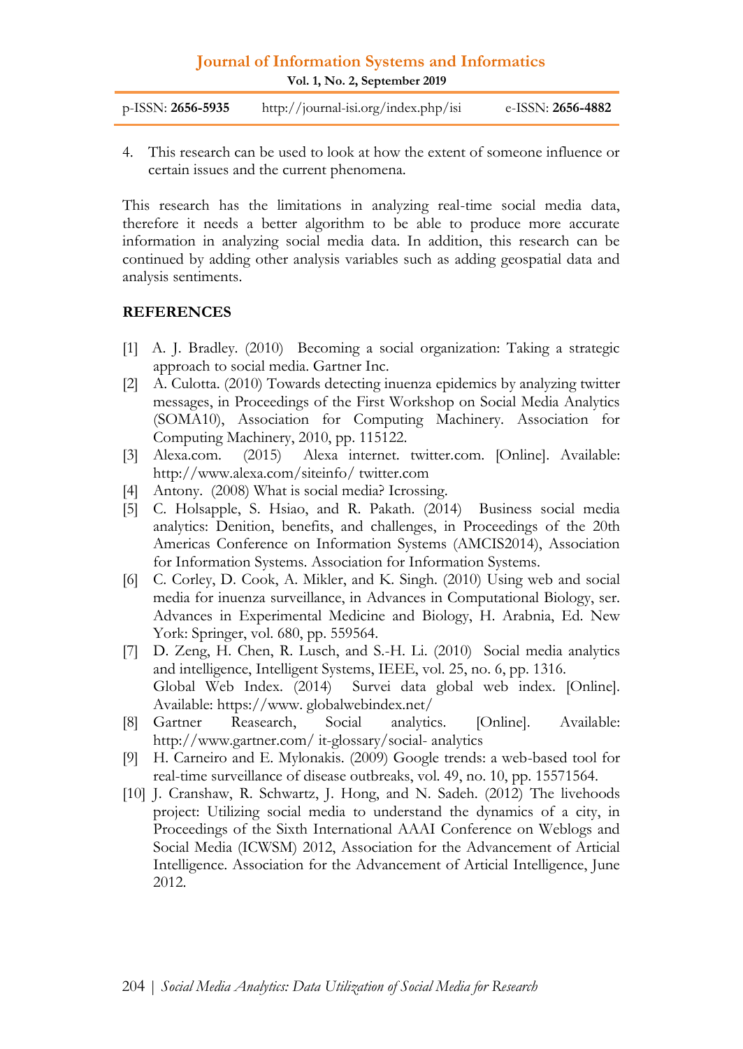4. This research can be used to look at how the extent of someone influence or certain issues and the current phenomena.

This research has the limitations in analyzing real-time social media data, therefore it needs a better algorithm to be able to produce more accurate information in analyzing social media data. In addition, this research can be continued by adding other analysis variables such as adding geospatial data and analysis sentiments.

## REFERENCES

[1] A. J. Bradley. (2010) Becoming a social organization: Taking a strategic approach to social media. Gartner Inc.

[2] A. Culotta. (2010) Towards detecting inuenza epidemics by analyzing twitter messages, in Proceedings of the First Workshop on Social Media Analytics (SOMA10), Association for Computing Machinery. Association for Computing Machinery, 2010, pp. 115122.

[3] Alexa.com. (2015) Alexa internet. twitter.com. [Online]. Available: http://www.alexa.com/siteinfo/ twitter.com

[4] Antony. (2008) What is social media? Icrossing.

[5] C. Holsapple, S. Hsiao, and R. Pakath. (2014) Business social media analytics: Denition, benefits, and challenges, in Proceedings of the 20th Americas Conference on Information Systems (AMCIS2014), Association for Information Systems. Association for Information Systems.

[6] C. Corley, D. Cook, A. Mikler, and K. Singh. (2010) Using web and social media for inuenza surveillance, in Advances in Computational Biology, ser. Advances in Experimental Medicine and Biology, H. Arabnia, Ed. New York: Springer, vol. 680, pp. 559564.

[7] D. Zeng, H. Chen, R. Lusch, and S.-H. Li. (2010) Social media analytics and intelligence, Intelligent Systems, IEEE, vol. 25, no. 6, pp. 1316.
Global Web Index. (2014) Survei data global web index. [Online]. Available: https://www. globalwebindex.net/

[8] Gartner Reasearch, Social analytics. [Online]. Available: http://www.gartner.com/ it-glossary/social- analytics

[9] H. Carneiro and E. Mylonakis. (2009) Google trends: a web-based tool for real-time surveillance of disease outbreaks, vol. 49, no. 10, pp. 15571564.

[10] J. Cranshaw, R. Schwartz, J. Hong, and N. Sadeh. (2012) The livehoods project: Utilizing social media to understand the dynamics of a city, in Proceedings of the Sixth International AAAI Conference on Weblogs and Social Media (ICWSM) 2012, Association for the Advancement of Articial Intelligence. Association for the Advancement of Articial Intelligence, June 2012.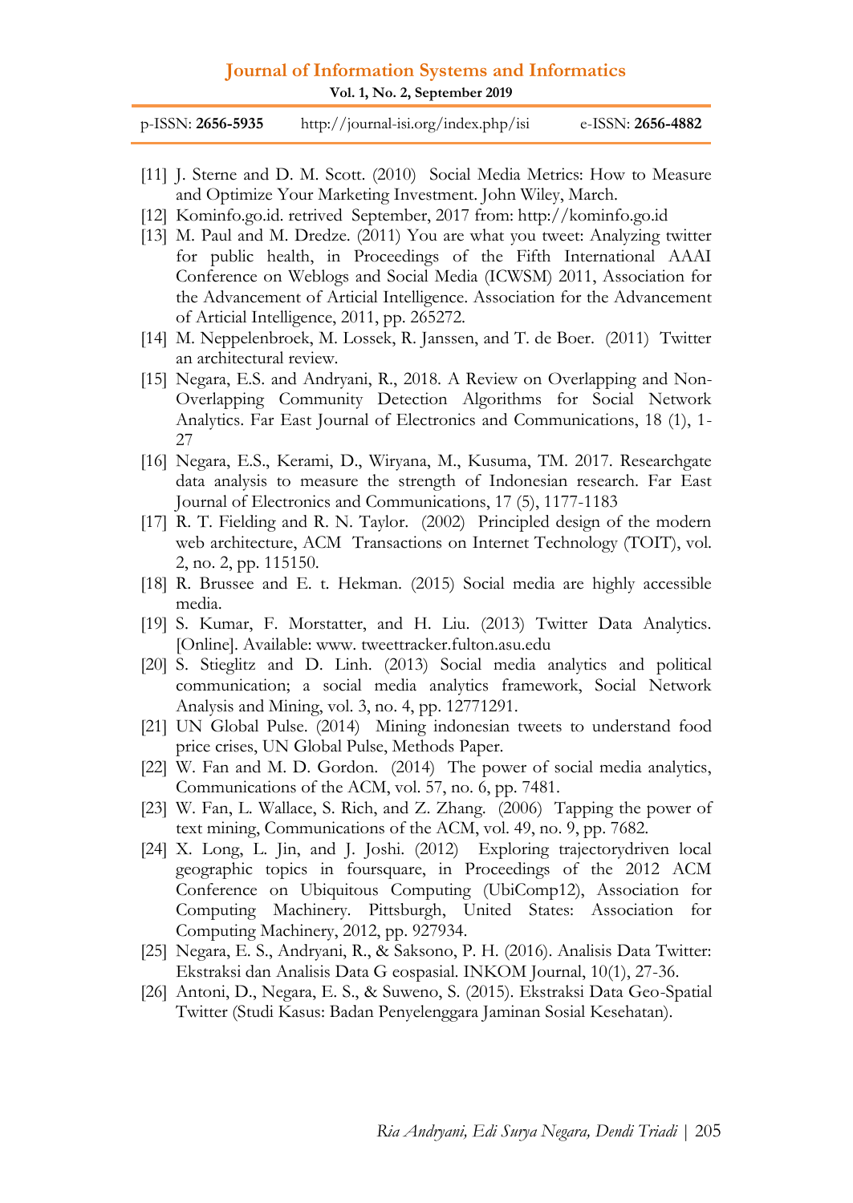[11] J. Sterne and D. M. Scott. (2010) Social Media Metrics: How to Measure and Optimize Your Marketing Investment. John Wiley, March.

[12] Kominfo.go.id. retrived September, 2017 from: http://kominfo.go.id

[13] M. Paul and M. Dredze. (2011) You are what you tweet: Analyzing twitter for public health, in Proceedings of the Fifth International AAAI Conference on Weblogs and Social Media (ICWSM) 2011, Association for the Advancement of Articial Intelligence. Association for the Advancement of Articial Intelligence, 2011, pp. 265272.

[14] M. Neppelenbroek, M. Lossek, R. Janssen, and T. de Boer. (2011) Twitter an architectural review.

[15] Negara, E.S. and Andryani, R., 2018. A Review on Overlapping and Non-Overlapping Community Detection Algorithms for Social Network Analytics. Far East Journal of Electronics and Communications, 18 (1), 1-27

[16] Negara, E.S., Kerami, D., Wiryana, M., Kusuma, TM. 2017. Researchgate data analysis to measure the strength of Indonesian research. Far East Journal of Electronics and Communications, 17 (5), 1177-1183

[17] R. T. Fielding and R. N. Taylor. (2002) Principled design of the modern web architecture, ACM Transactions on Internet Technology (TOIT), vol. 2, no. 2, pp. 115150.

[18] R. Brussee and E. t. Hekman. (2015) Social media are highly accessible media.

[19] S. Kumar, F. Morstatter, and H. Liu. (2013) Twitter Data Analytics. [Online]. Available: www. tweettracker.fulton.asu.edu

[20] S. Stieglitz and D. Linh. (2013) Social media analytics and political communication; a social media analytics framework, Social Network Analysis and Mining, vol. 3, no. 4, pp. 12771291.

[21] UN Global Pulse. (2014) Mining indonesian tweets to understand food price crises, UN Global Pulse, Methods Paper.

[22] W. Fan and M. D. Gordon. (2014) The power of social media analytics, Communications of the ACM, vol. 57, no. 6, pp. 7481.

[23] W. Fan, L. Wallace, S. Rich, and Z. Zhang. (2006) Tapping the power of text mining, Communications of the ACM, vol. 49, no. 9, pp. 7682.

[24] X. Long, L. Jin, and J. Joshi. (2012) Exploring trajectorydriven local geographic topics in foursquare, in Proceedings of the 2012 ACM Conference on Ubiquitous Computing (UbiComp12), Association for Computing Machinery. Pittsburgh, United States: Association for Computing Machinery, 2012, pp. 927934.

[25] Negara, E. S., Andryani, R., & Saksono, P. H. (2016). Analisis Data Twitter: Ekstraksi dan Analisis Data G eospasial. INKOM Journal, 10(1), 27-36.

[26] Antoni, D., Negara, E. S., & Suweno, S. (2015). Ekstraksi Data Geo-Spatial Twitter (Studi Kasus: Badan Penyelenggara Jaminan Sosial Kesehatan).